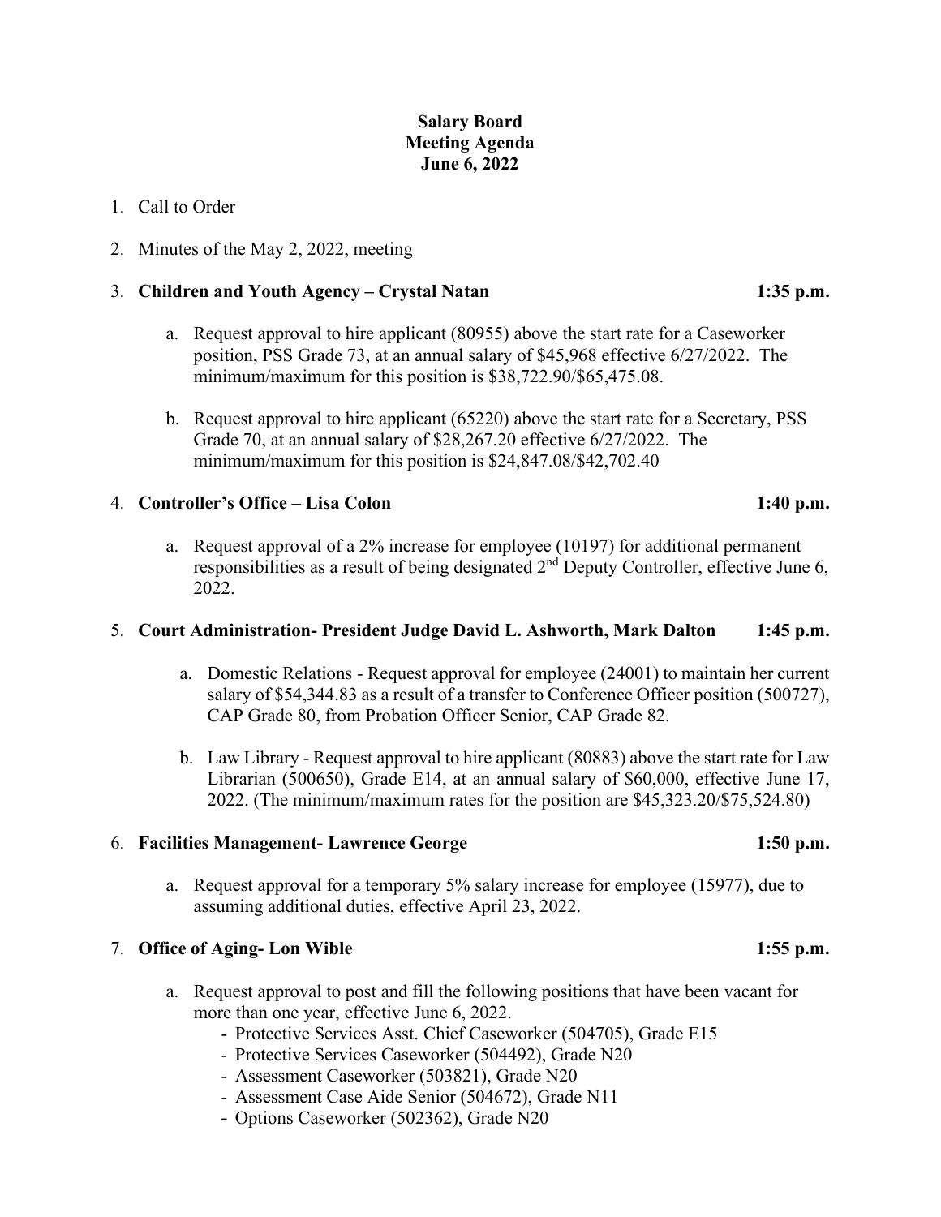**Salary Board**
**Meeting Agenda**
**June 6, 2022**

1. Call to Order

2. Minutes of the May 2, 2022, meeting

3. **Children and Youth Agency – Crystal Natan** **1:35 p.m.**

   a. Request approval to hire applicant (80955) above the start rate for a Caseworker position, PSS Grade 73, at an annual salary of $45,968 effective 6/27/2022. The minimum/maximum for this position is $38,722.90/$65,475.08.

   b. Request approval to hire applicant (65220) above the start rate for a Secretary, PSS Grade 70, at an annual salary of $28,267.20 effective 6/27/2022. The minimum/maximum for this position is $24,847.08/$42,702.40

4. **Controller's Office – Lisa Colon** **1:40 p.m.**

   a. Request approval of a 2% increase for employee (10197) for additional permanent responsibilities as a result of being designated 2nd Deputy Controller, effective June 6, 2022.

5. **Court Administration- President Judge David L. Ashworth, Mark Dalton** **1:45 p.m.**

   a. Domestic Relations - Request approval for employee (24001) to maintain her current salary of $54,344.83 as a result of a transfer to Conference Officer position (500727), CAP Grade 80, from Probation Officer Senior, CAP Grade 82.

   b. Law Library - Request approval to hire applicant (80883) above the start rate for Law Librarian (500650), Grade E14, at an annual salary of $60,000, effective June 17, 2022. (The minimum/maximum rates for the position are $45,323.20/$75,524.80)

6. **Facilities Management- Lawrence George** **1:50 p.m.**

   a. Request approval for a temporary 5% salary increase for employee (15977), due to assuming additional duties, effective April 23, 2022.

7. **Office of Aging- Lon Wible** **1:55 p.m.**

   a. Request approval to post and fill the following positions that have been vacant for more than one year, effective June 6, 2022.
      - Protective Services Asst. Chief Caseworker (504705), Grade E15
      - Protective Services Caseworker (504492), Grade N20
      - Assessment Caseworker (503821), Grade N20
      - Assessment Case Aide Senior (504672), Grade N11
      - Options Caseworker (502362), Grade N20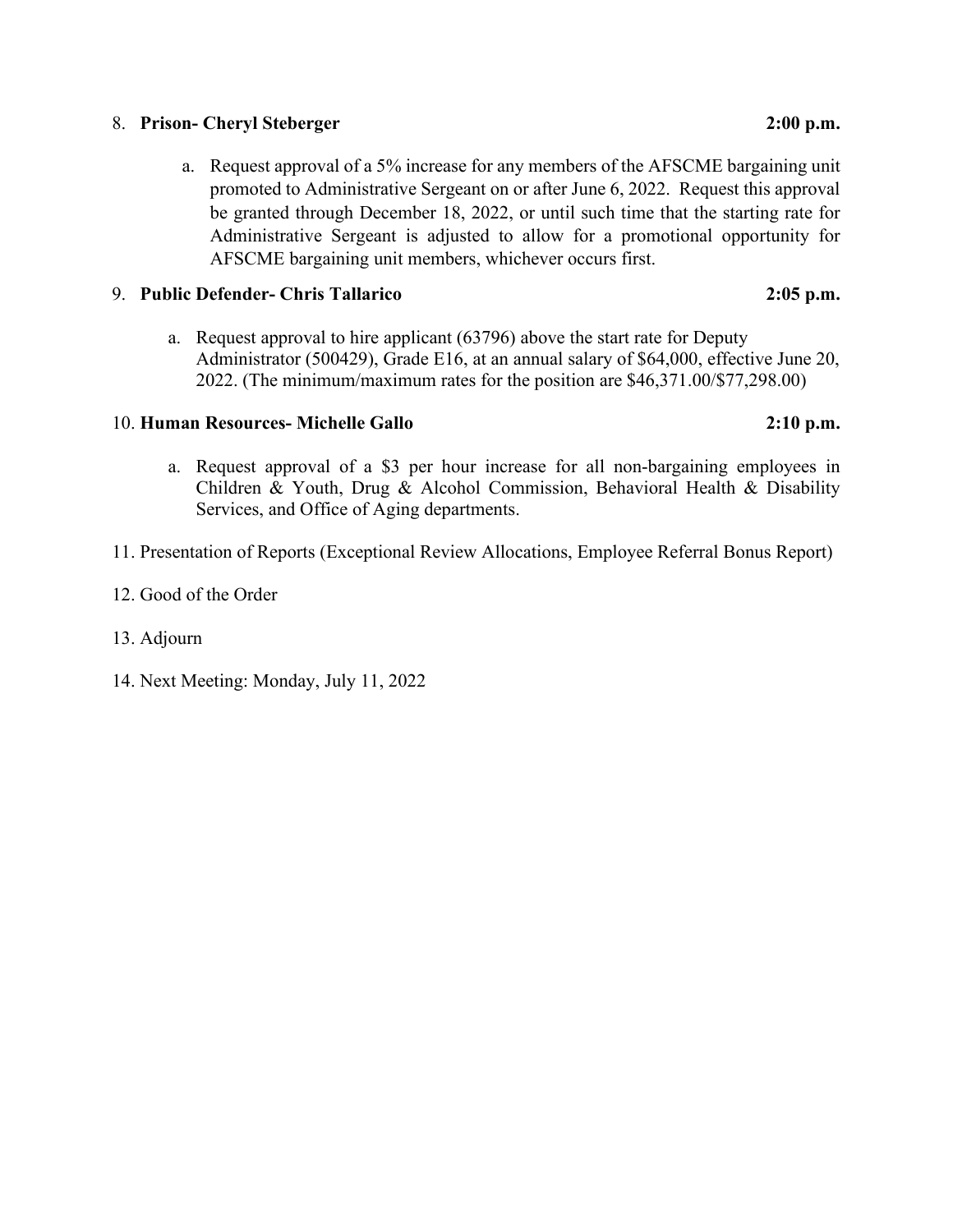8. **Prison- Cheryl Steberger** **2:00 p.m.**

   a. Request approval of a 5% increase for any members of the AFSCME bargaining unit promoted to Administrative Sergeant on or after June 6, 2022. Request this approval be granted through December 18, 2022, or until such time that the starting rate for Administrative Sergeant is adjusted to allow for a promotional opportunity for AFSCME bargaining unit members, whichever occurs first.

9. **Public Defender- Chris Tallarico** **2:05 p.m.**

   a. Request approval to hire applicant (63796) above the start rate for Deputy Administrator (500429), Grade E16, at an annual salary of $64,000, effective June 20, 2022. (The minimum/maximum rates for the position are $46,371.00/$77,298.00)

10. **Human Resources- Michelle Gallo** **2:10 p.m.**

    a. Request approval of a $3 per hour increase for all non-bargaining employees in Children & Youth, Drug & Alcohol Commission, Behavioral Health & Disability Services, and Office of Aging departments.

11. Presentation of Reports (Exceptional Review Allocations, Employee Referral Bonus Report)

12. Good of the Order

13. Adjourn

14. Next Meeting: Monday, July 11, 2022